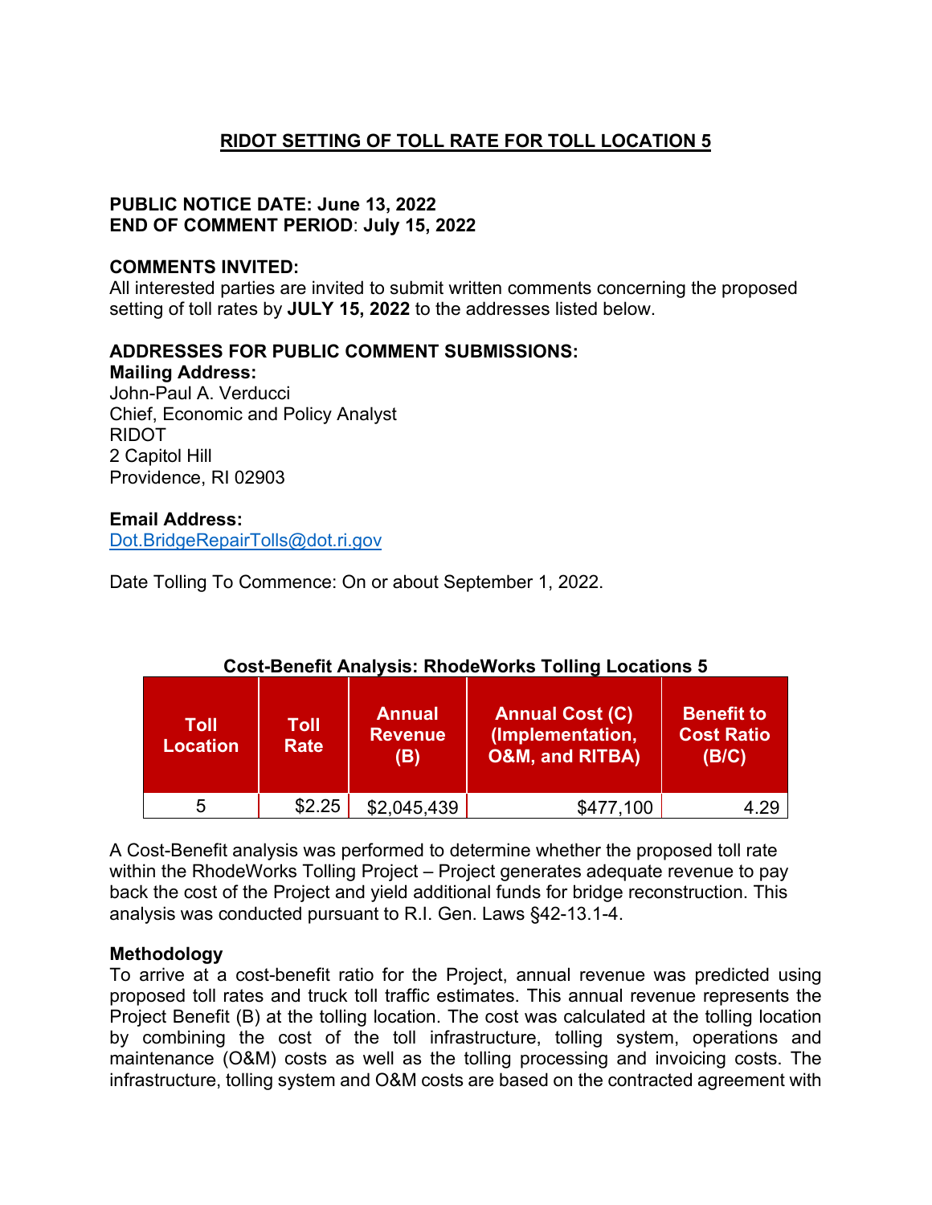# RIDOT SETTING OF TOLL RATE FOR TOLL LOCATION 5

**PUBLIC NOTICE DATE: June 13, 2022**
**END OF COMMENT PERIOD**: **July 15, 2022**

**COMMENTS INVITED:**
All interested parties are invited to submit written comments concerning the proposed setting of toll rates by **JULY 15, 2022** to the addresses listed below.

**ADDRESSES FOR PUBLIC COMMENT SUBMISSIONS:**
**Mailing Address:**
John-Paul A. Verducci
Chief, Economic and Policy Analyst
RIDOT
2 Capitol Hill
Providence, RI 02903

**Email Address:**
Dot.BridgeRepairTolls@dot.ri.gov

Date Tolling To Commence: On or about September 1, 2022.

**Cost-Benefit Analysis: RhodeWorks Tolling Locations 5**

| Toll Location | Toll Rate | Annual Revenue (B) | Annual Cost (C) (Implementation, O&M, and RITBA) | Benefit to Cost Ratio (B/C) |
|---|---|---|---|---|
| 5 | $2.25 | $2,045,439 | $477,100 | 4.29 |

A Cost-Benefit analysis was performed to determine whether the proposed toll rate within the RhodeWorks Tolling Project – Project generates adequate revenue to pay back the cost of the Project and yield additional funds for bridge reconstruction. This analysis was conducted pursuant to R.I. Gen. Laws §42-13.1-4.

**Methodology**
To arrive at a cost-benefit ratio for the Project, annual revenue was predicted using proposed toll rates and truck toll traffic estimates. This annual revenue represents the Project Benefit (B) at the tolling location. The cost was calculated at the tolling location by combining the cost of the toll infrastructure, tolling system, operations and maintenance (O&M) costs as well as the tolling processing and invoicing costs. The infrastructure, tolling system and O&M costs are based on the contracted agreement with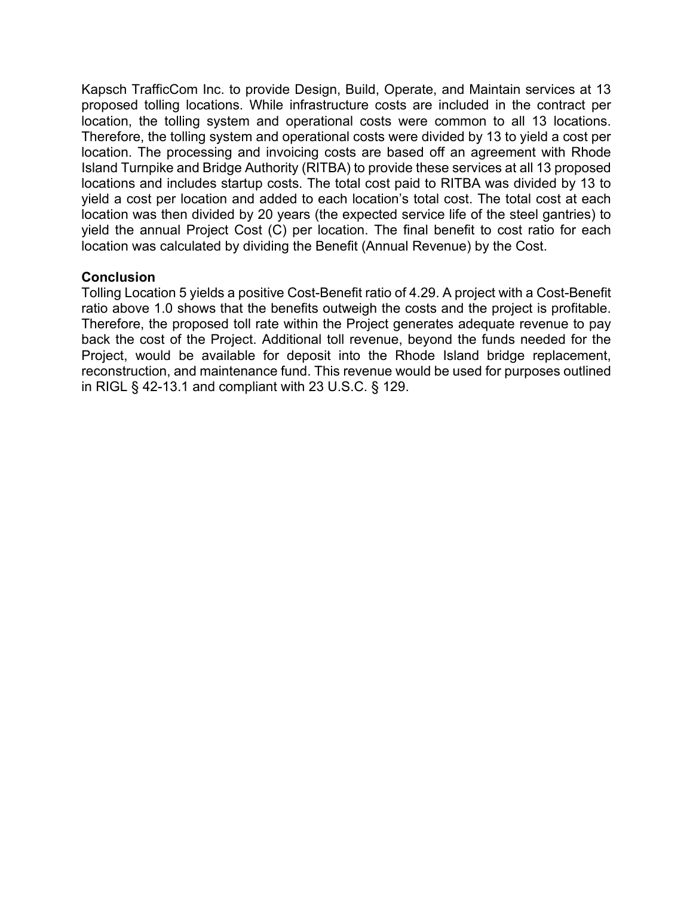Kapsch TrafficCom Inc. to provide Design, Build, Operate, and Maintain services at 13 proposed tolling locations. While infrastructure costs are included in the contract per location, the tolling system and operational costs were common to all 13 locations. Therefore, the tolling system and operational costs were divided by 13 to yield a cost per location. The processing and invoicing costs are based off an agreement with Rhode Island Turnpike and Bridge Authority (RITBA) to provide these services at all 13 proposed locations and includes startup costs. The total cost paid to RITBA was divided by 13 to yield a cost per location and added to each location's total cost. The total cost at each location was then divided by 20 years (the expected service life of the steel gantries) to yield the annual Project Cost (C) per location. The final benefit to cost ratio for each location was calculated by dividing the Benefit (Annual Revenue) by the Cost.

**Conclusion**

Tolling Location 5 yields a positive Cost-Benefit ratio of 4.29. A project with a Cost-Benefit ratio above 1.0 shows that the benefits outweigh the costs and the project is profitable. Therefore, the proposed toll rate within the Project generates adequate revenue to pay back the cost of the Project. Additional toll revenue, beyond the funds needed for the Project, would be available for deposit into the Rhode Island bridge replacement, reconstruction, and maintenance fund. This revenue would be used for purposes outlined in RIGL § 42-13.1 and compliant with 23 U.S.C. § 129.